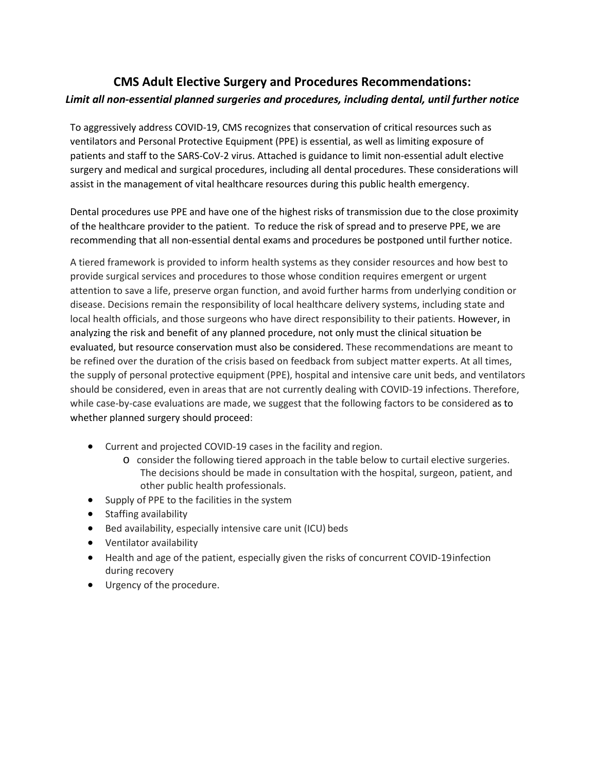## CMS Adult Elective Surgery and Procedures Recommendations:

***Limit all non-essential planned surgeries and procedures, including dental, until further notice***

To aggressively address COVID-19, CMS recognizes that conservation of critical resources such as ventilators and Personal Protective Equipment (PPE) is essential, as well as limiting exposure of patients and staff to the SARS-CoV-2 virus. Attached is guidance to limit non-essential adult elective surgery and medical and surgical procedures, including all dental procedures. These considerations will assist in the management of vital healthcare resources during this public health emergency.

Dental procedures use PPE and have one of the highest risks of transmission due to the close proximity of the healthcare provider to the patient. To reduce the risk of spread and to preserve PPE, we are recommending that all non-essential dental exams and procedures be postponed until further notice.

A tiered framework is provided to inform health systems as they consider resources and how best to provide surgical services and procedures to those whose condition requires emergent or urgent attention to save a life, preserve organ function, and avoid further harms from underlying condition or disease. Decisions remain the responsibility of local healthcare delivery systems, including state and local health officials, and those surgeons who have direct responsibility to their patients. However, in analyzing the risk and benefit of any planned procedure, not only must the clinical situation be evaluated, but resource conservation must also be considered. These recommendations are meant to be refined over the duration of the crisis based on feedback from subject matter experts. At all times, the supply of personal protective equipment (PPE), hospital and intensive care unit beds, and ventilators should be considered, even in areas that are not currently dealing with COVID-19 infections. Therefore, while case-by-case evaluations are made, we suggest that the following factors to be considered as to whether planned surgery should proceed:

- Current and projected COVID-19 cases in the facility and region.
  - consider the following tiered approach in the table below to curtail elective surgeries. The decisions should be made in consultation with the hospital, surgeon, patient, and other public health professionals.
- Supply of PPE to the facilities in the system
- Staffing availability
- Bed availability, especially intensive care unit (ICU) beds
- Ventilator availability
- Health and age of the patient, especially given the risks of concurrent COVID-19 infection during recovery
- Urgency of the procedure.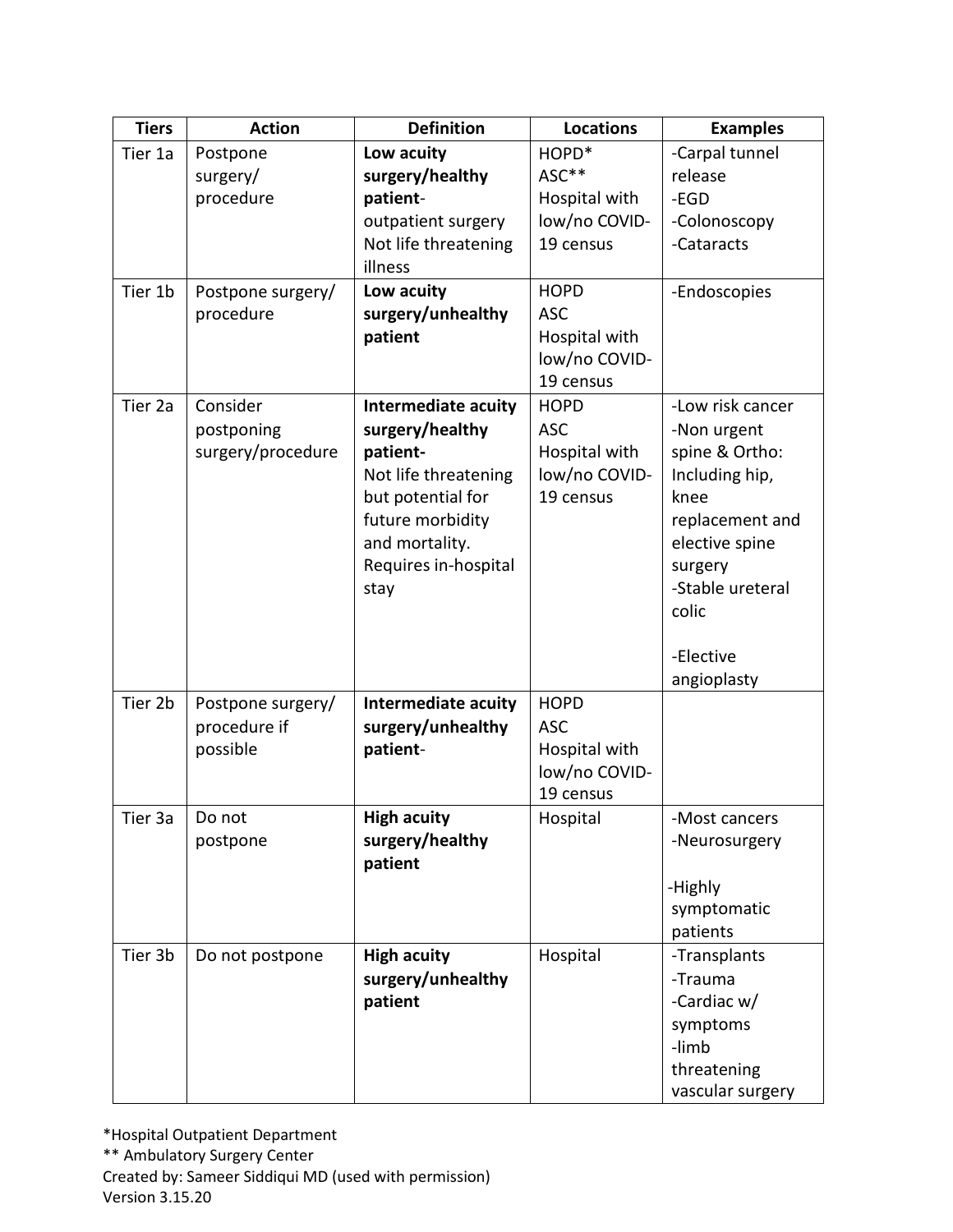| Tiers | Action | Definition | Locations | Examples |
| --- | --- | --- | --- | --- |
| Tier 1a | Postpone surgery/ procedure | **Low acuity surgery/healthy patient**- outpatient surgery Not life threatening illness | HOPD* ASC** Hospital with low/no COVID-19 census | -Carpal tunnel release -EGD -Colonoscopy -Cataracts |
| Tier 1b | Postpone surgery/ procedure | **Low acuity surgery/unhealthy patient** | HOPD ASC Hospital with low/no COVID-19 census | -Endoscopies |
| Tier 2a | Consider postponing surgery/procedure | **Intermediate acuity surgery/healthy patient**- Not life threatening but potential for future morbidity and mortality. Requires in-hospital stay | HOPD ASC Hospital with low/no COVID-19 census | -Low risk cancer -Non urgent spine & Ortho: Including hip, knee replacement and elective spine surgery -Stable ureteral colic -Elective angioplasty |
| Tier 2b | Postpone surgery/ procedure if possible | **Intermediate acuity surgery/unhealthy patient**- | HOPD ASC Hospital with low/no COVID-19 census | |
| Tier 3a | Do not postpone | **High acuity surgery/healthy patient** | Hospital | -Most cancers -Neurosurgery -Highly symptomatic patients |
| Tier 3b | Do not postpone | **High acuity surgery/unhealthy patient** | Hospital | -Transplants -Trauma -Cardiac w/ symptoms -limb threatening vascular surgery |

*Hospital Outpatient Department
** Ambulatory Surgery Center
Created by: Sameer Siddiqui MD (used with permission)
Version 3.15.20